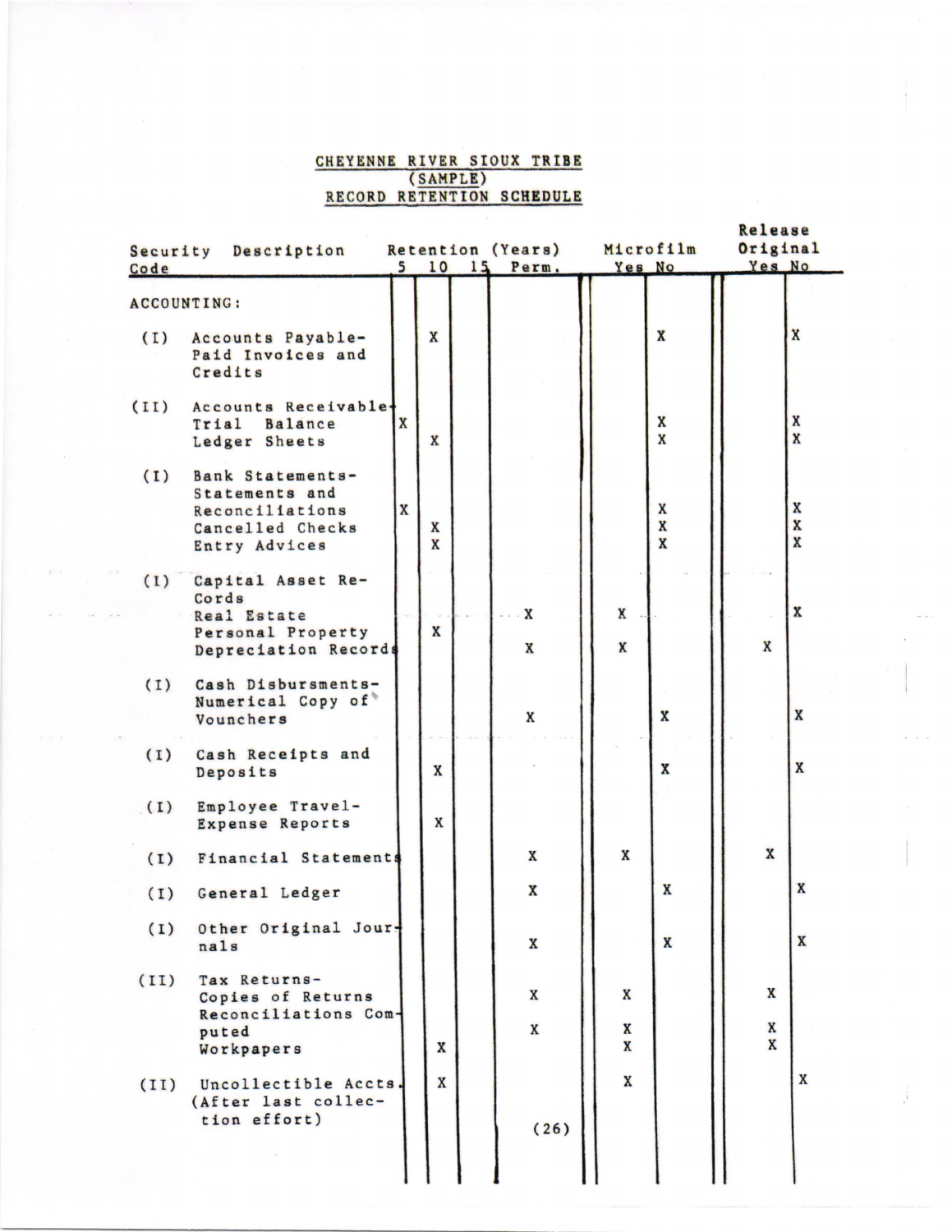# CHEYENNE RIVER SIOUX TRIBE
## (SAMPLE)
## RECORD RETENTION SCHEDULE

| Security Code | Description | Retention (Years) 5 | 10 | 15 | Perm. | Microfilm Yes | No | Release Original Yes | No |
|---|---|---|---|---|---|---|---|---|---|
| | **ACCOUNTING:** | | | | | | | | |
| (I) | Accounts Payable-Paid Invoices and Credits | | X | | | | X | | X |
| (II) | Accounts Receivable- | | | | | | | | |
| | Trial Balance | X | | | | | X | | X |
| | Ledger Sheets | | X | | | | X | | X |
| (I) | Bank Statements- | | | | | | | | |
| | Statements and Reconciliations | X | | | | | X | | X |
| | Cancelled Checks | | X | | | | X | | X |
| | Entry Advices | | X | | | | X | | X |
| (I) | Capital Asset Re-Cords | | | | | | | | |
| | Real Estate | | | | X | X | | | X |
| | Personal Property | | X | | | | | | |
| | Depreciation Records | | | | X | X | | X | |
| (I) | Cash Disbursments-Numerical Copy of Vounchers | | | | X | | X | | X |
| (I) | Cash Receipts and Deposits | | X | | | | X | | X |
| (I) | Employee Travel-Expense Reports | | X | | | | | | |
| (I) | Financial Statements | | | | X | X | | X | |
| (I) | General Ledger | | | | X | | X | | X |
| (I) | Other Original Journals | | | | X | | X | | X |
| (II) | Tax Returns- | | | | | | | | |
| | Copies of Returns | | | | X | X | | X | |
| | Reconciliations Computed | | | | X | X | | X | |
| | Workpapers | | X | | | X | | X | |
| (II) | Uncollectible Accts. (After last collection effort) | | X | | | X | | | X |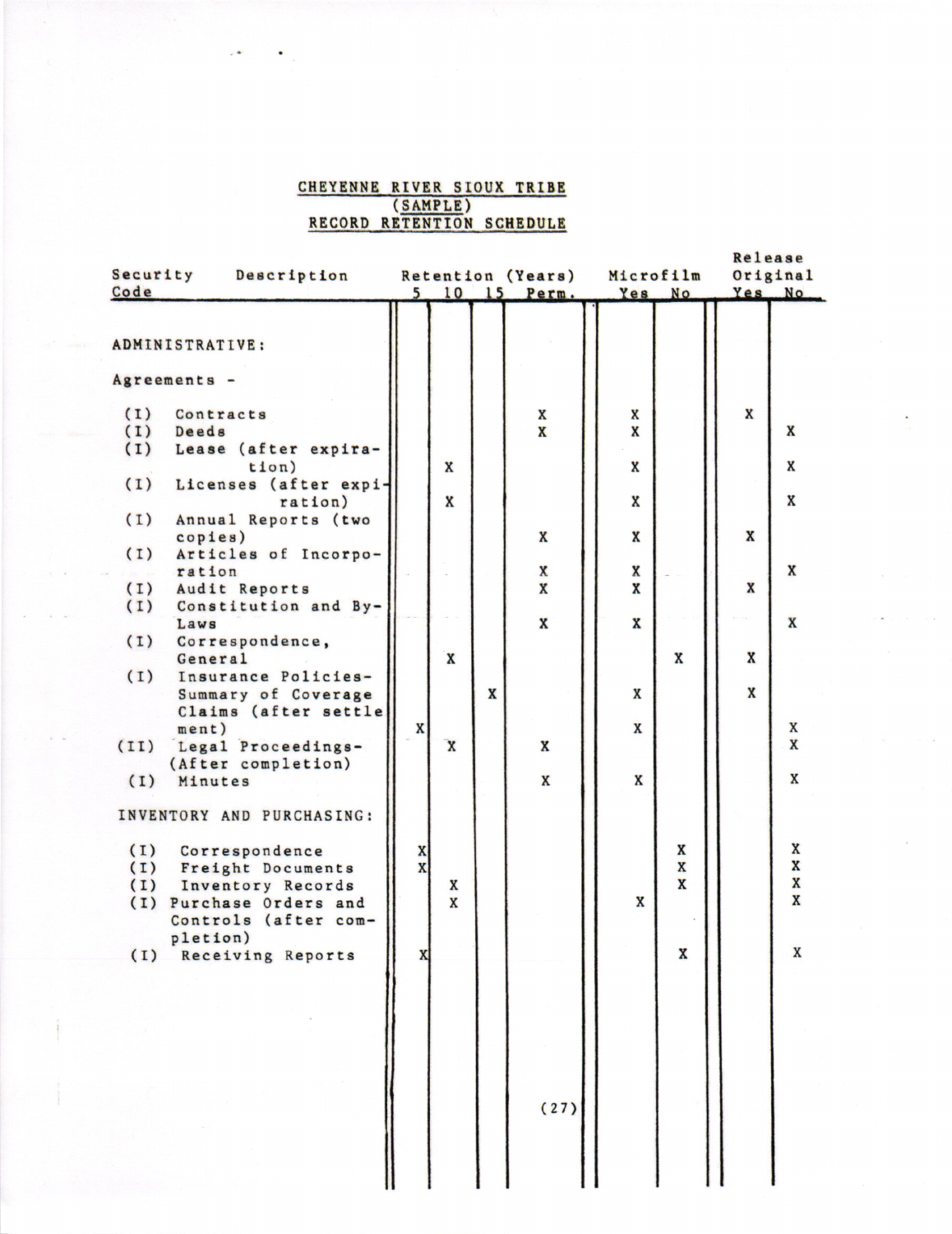# CHEYENNE RIVER SIOUX TRIBE
## (SAMPLE)
## RECORD RETENTION SCHEDULE

| Security Code | Description | Retention (Years) 5 | 10 | 15 | Perm. | Microfilm Yes | No | Release Original Yes | No |
|---|---|---|---|---|---|---|---|---|---|
| | **ADMINISTRATIVE:** | | | | | | | | |
| | **Agreements -** | | | | | | | | |
| (I) | Contracts | | | | X | X | | X | |
| (I) | Deeds | | | | X | X | | | X |
| (I) | Lease (after expiration) | | X | | | X | | | X |
| (I) | Licenses (after expiration) | | X | | | X | | | X |
| (I) | Annual Reports (two copies) | | | | X | X | | X | |
| (I) | Articles of Incorporation | | | | X | X | | | X |
| (I) | Audit Reports | | | | X | X | | X | |
| (I) | Constitution and By-Laws | | | | X | X | | | X |
| (I) | Correspondence, General | | X | | | | X | X | |
| (I) | Insurance Policies-Summary of Coverage | | | X | | X | | X | |
| | Claims (after settlement) | X | | | | X | | | X |
| (II) | Legal Proceedings-(After completion) | | X | | X | | | | X |
| (I) | Minutes | | | | X | X | | | X |
| | **INVENTORY AND PURCHASING:** | | | | | | | | |
| (I) | Correspondence | X | | | | | X | | X |
| (I) | Freight Documents | X | | | | | X | | X |
| (I) | Inventory Records | | X | | | | X | | X |
| (I) | Purchase Orders and Controls (after completion) | | X | | | X | | | X |
| (I) | Receiving Reports | X | | | | | X | | X |